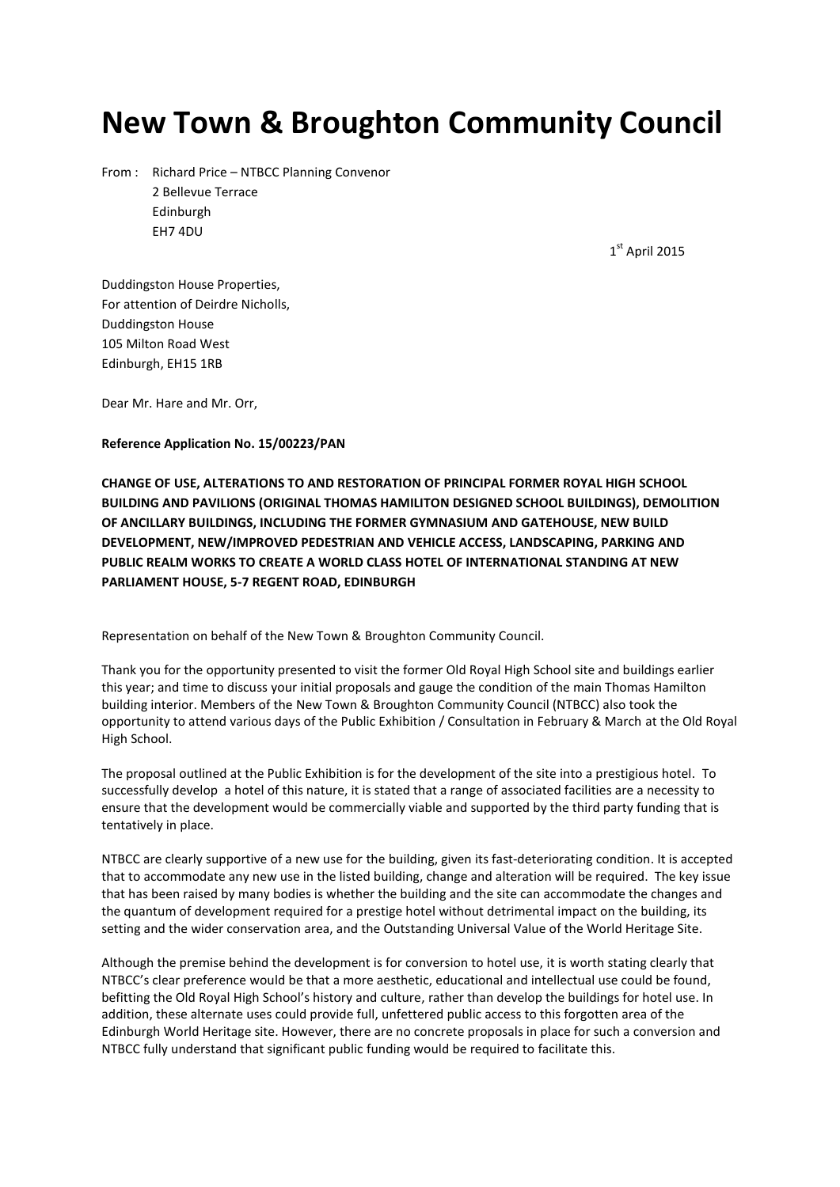# New Town & Broughton Community Council

From : Richard Price – NTBCC Planning Convenor
2 Bellevue Terrace
Edinburgh
EH7 4DU

1st April 2015

Duddingston House Properties,
For attention of Deirdre Nicholls,
Duddingston House
105 Milton Road West
Edinburgh, EH15 1RB

Dear Mr. Hare and Mr. Orr,

**Reference Application No. 15/00223/PAN**

**CHANGE OF USE, ALTERATIONS TO AND RESTORATION OF PRINCIPAL FORMER ROYAL HIGH SCHOOL BUILDING AND PAVILIONS (ORIGINAL THOMAS HAMILITON DESIGNED SCHOOL BUILDINGS), DEMOLITION OF ANCILLARY BUILDINGS, INCLUDING THE FORMER GYMNASIUM AND GATEHOUSE, NEW BUILD DEVELOPMENT, NEW/IMPROVED PEDESTRIAN AND VEHICLE ACCESS, LANDSCAPING, PARKING AND PUBLIC REALM WORKS TO CREATE A WORLD CLASS HOTEL OF INTERNATIONAL STANDING AT NEW PARLIAMENT HOUSE, 5-7 REGENT ROAD, EDINBURGH**

Representation on behalf of the New Town & Broughton Community Council.

Thank you for the opportunity presented to visit the former Old Royal High School site and buildings earlier this year; and time to discuss your initial proposals and gauge the condition of the main Thomas Hamilton building interior. Members of the New Town & Broughton Community Council (NTBCC) also took the opportunity to attend various days of the Public Exhibition / Consultation in February & March at the Old Royal High School.

The proposal outlined at the Public Exhibition is for the development of the site into a prestigious hotel. To successfully develop a hotel of this nature, it is stated that a range of associated facilities are a necessity to ensure that the development would be commercially viable and supported by the third party funding that is tentatively in place.

NTBCC are clearly supportive of a new use for the building, given its fast-deteriorating condition. It is accepted that to accommodate any new use in the listed building, change and alteration will be required. The key issue that has been raised by many bodies is whether the building and the site can accommodate the changes and the quantum of development required for a prestige hotel without detrimental impact on the building, its setting and the wider conservation area, and the Outstanding Universal Value of the World Heritage Site.

Although the premise behind the development is for conversion to hotel use, it is worth stating clearly that NTBCC's clear preference would be that a more aesthetic, educational and intellectual use could be found, befitting the Old Royal High School's history and culture, rather than develop the buildings for hotel use. In addition, these alternate uses could provide full, unfettered public access to this forgotten area of the Edinburgh World Heritage site. However, there are no concrete proposals in place for such a conversion and NTBCC fully understand that significant public funding would be required to facilitate this.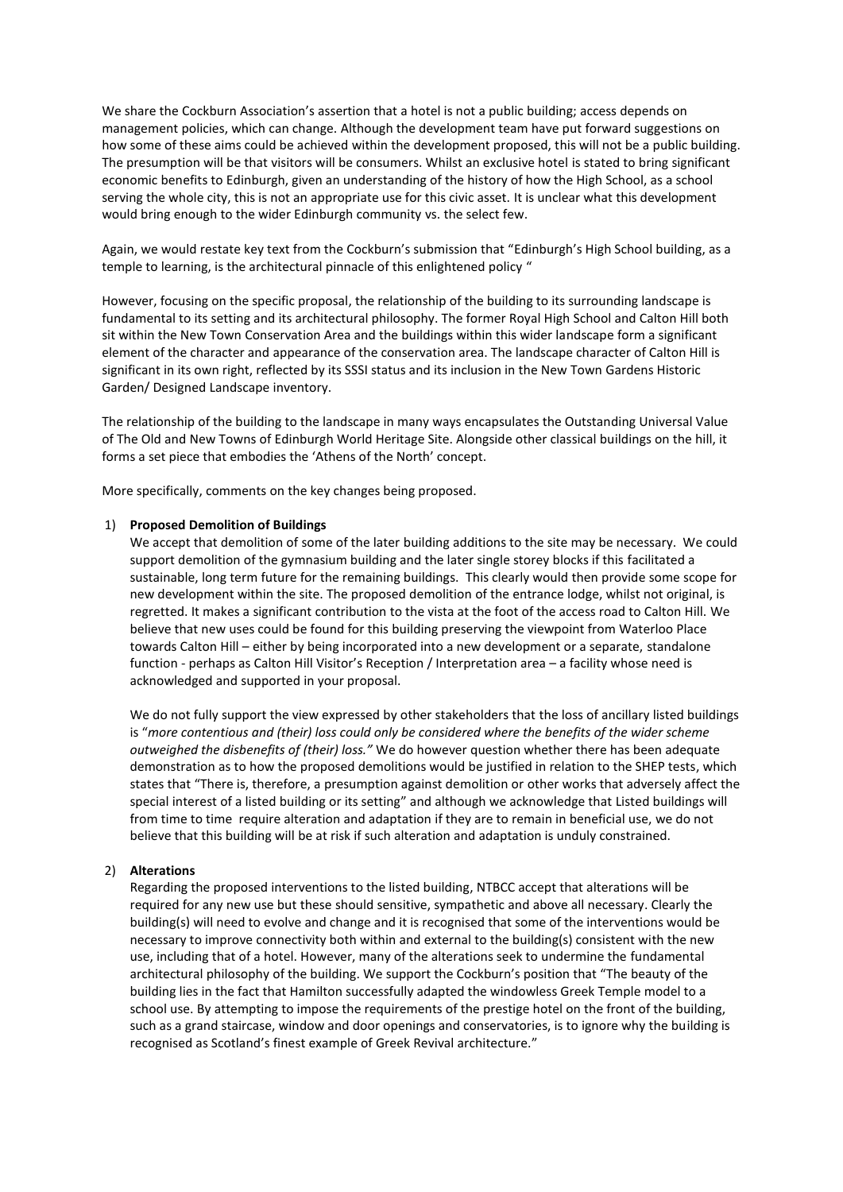We share the Cockburn Association's assertion that a hotel is not a public building; access depends on management policies, which can change. Although the development team have put forward suggestions on how some of these aims could be achieved within the development proposed, this will not be a public building. The presumption will be that visitors will be consumers. Whilst an exclusive hotel is stated to bring significant economic benefits to Edinburgh, given an understanding of the history of how the High School, as a school serving the whole city, this is not an appropriate use for this civic asset. It is unclear what this development would bring enough to the wider Edinburgh community vs. the select few.

Again, we would restate key text from the Cockburn's submission that "Edinburgh's High School building, as a temple to learning, is the architectural pinnacle of this enlightened policy "

However, focusing on the specific proposal, the relationship of the building to its surrounding landscape is fundamental to its setting and its architectural philosophy. The former Royal High School and Calton Hill both sit within the New Town Conservation Area and the buildings within this wider landscape form a significant element of the character and appearance of the conservation area. The landscape character of Calton Hill is significant in its own right, reflected by its SSSI status and its inclusion in the New Town Gardens Historic Garden/ Designed Landscape inventory.

The relationship of the building to the landscape in many ways encapsulates the Outstanding Universal Value of The Old and New Towns of Edinburgh World Heritage Site. Alongside other classical buildings on the hill, it forms a set piece that embodies the 'Athens of the North' concept.

More specifically, comments on the key changes being proposed.

1) **Proposed Demolition of Buildings**

   We accept that demolition of some of the later building additions to the site may be necessary. We could support demolition of the gymnasium building and the later single storey blocks if this facilitated a sustainable, long term future for the remaining buildings. This clearly would then provide some scope for new development within the site. The proposed demolition of the entrance lodge, whilst not original, is regretted. It makes a significant contribution to the vista at the foot of the access road to Calton Hill. We believe that new uses could be found for this building preserving the viewpoint from Waterloo Place towards Calton Hill – either by being incorporated into a new development or a separate, standalone function - perhaps as Calton Hill Visitor's Reception / Interpretation area – a facility whose need is acknowledged and supported in your proposal.

   We do not fully support the view expressed by other stakeholders that the loss of ancillary listed buildings is "*more contentious and (their) loss could only be considered where the benefits of the wider scheme outweighed the disbenefits of (their) loss."* We do however question whether there has been adequate demonstration as to how the proposed demolitions would be justified in relation to the SHEP tests, which states that "There is, therefore, a presumption against demolition or other works that adversely affect the special interest of a listed building or its setting" and although we acknowledge that Listed buildings will from time to time require alteration and adaptation if they are to remain in beneficial use, we do not believe that this building will be at risk if such alteration and adaptation is unduly constrained.

2) **Alterations**

   Regarding the proposed interventions to the listed building, NTBCC accept that alterations will be required for any new use but these should sensitive, sympathetic and above all necessary. Clearly the building(s) will need to evolve and change and it is recognised that some of the interventions would be necessary to improve connectivity both within and external to the building(s) consistent with the new use, including that of a hotel. However, many of the alterations seek to undermine the fundamental architectural philosophy of the building. We support the Cockburn's position that "The beauty of the building lies in the fact that Hamilton successfully adapted the windowless Greek Temple model to a school use. By attempting to impose the requirements of the prestige hotel on the front of the building, such as a grand staircase, window and door openings and conservatories, is to ignore why the building is recognised as Scotland's finest example of Greek Revival architecture."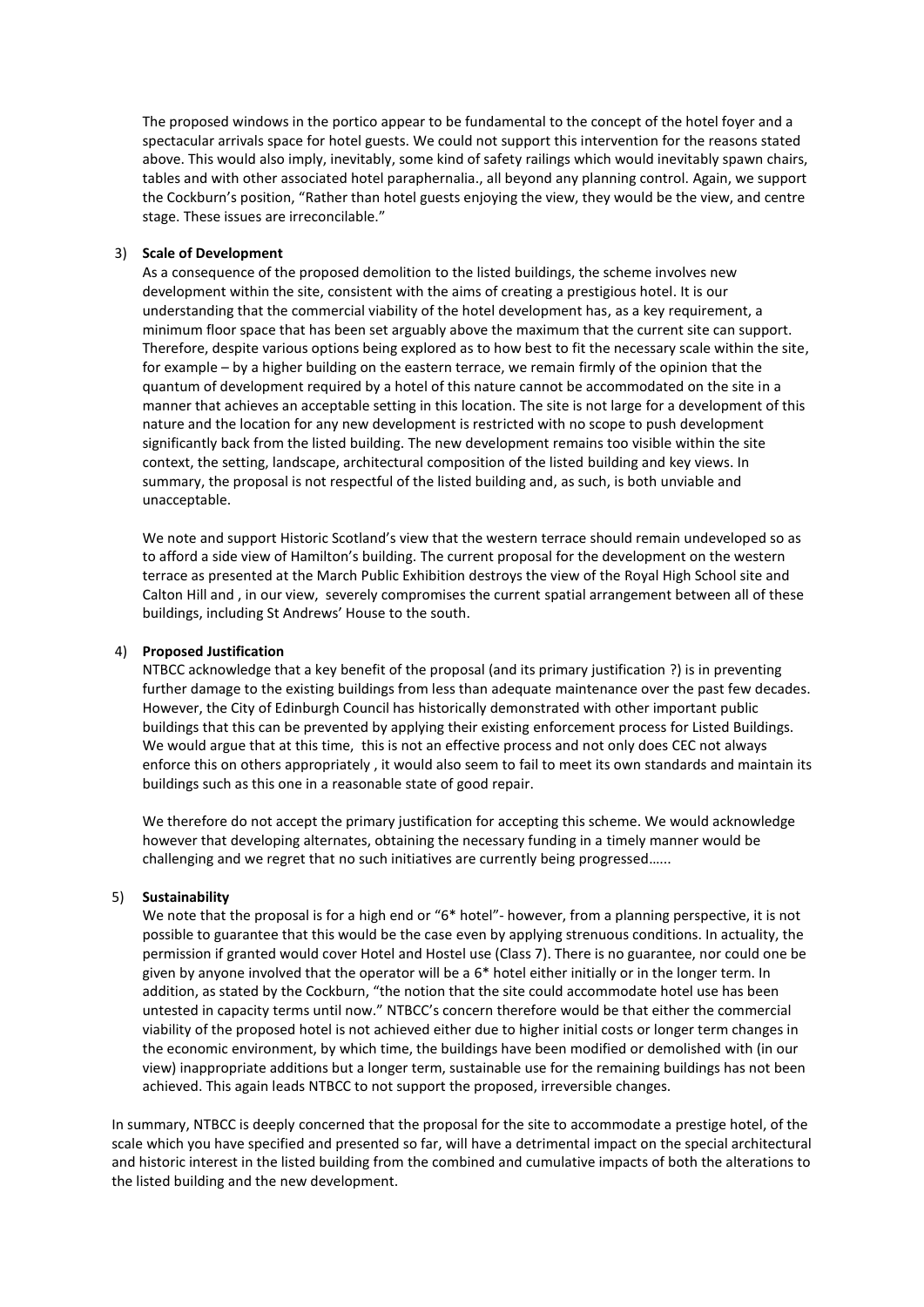The proposed windows in the portico appear to be fundamental to the concept of the hotel foyer and a spectacular arrivals space for hotel guests. We could not support this intervention for the reasons stated above. This would also imply, inevitably, some kind of safety railings which would inevitably spawn chairs, tables and with other associated hotel paraphernalia., all beyond any planning control. Again, we support the Cockburn's position, "Rather than hotel guests enjoying the view, they would be the view, and centre stage. These issues are irreconcilable."

3) **Scale of Development**

As a consequence of the proposed demolition to the listed buildings, the scheme involves new development within the site, consistent with the aims of creating a prestigious hotel. It is our understanding that the commercial viability of the hotel development has, as a key requirement, a minimum floor space that has been set arguably above the maximum that the current site can support. Therefore, despite various options being explored as to how best to fit the necessary scale within the site, for example – by a higher building on the eastern terrace, we remain firmly of the opinion that the quantum of development required by a hotel of this nature cannot be accommodated on the site in a manner that achieves an acceptable setting in this location. The site is not large for a development of this nature and the location for any new development is restricted with no scope to push development significantly back from the listed building. The new development remains too visible within the site context, the setting, landscape, architectural composition of the listed building and key views. In summary, the proposal is not respectful of the listed building and, as such, is both unviable and unacceptable.

We note and support Historic Scotland's view that the western terrace should remain undeveloped so as to afford a side view of Hamilton's building. The current proposal for the development on the western terrace as presented at the March Public Exhibition destroys the view of the Royal High School site and Calton Hill and , in our view, severely compromises the current spatial arrangement between all of these buildings, including St Andrews' House to the south.

4) **Proposed Justification**

NTBCC acknowledge that a key benefit of the proposal (and its primary justification ?) is in preventing further damage to the existing buildings from less than adequate maintenance over the past few decades. However, the City of Edinburgh Council has historically demonstrated with other important public buildings that this can be prevented by applying their existing enforcement process for Listed Buildings. We would argue that at this time, this is not an effective process and not only does CEC not always enforce this on others appropriately , it would also seem to fail to meet its own standards and maintain its buildings such as this one in a reasonable state of good repair.

We therefore do not accept the primary justification for accepting this scheme. We would acknowledge however that developing alternates, obtaining the necessary funding in a timely manner would be challenging and we regret that no such initiatives are currently being progressed......

5) **Sustainability**

We note that the proposal is for a high end or "6* hotel"- however, from a planning perspective, it is not possible to guarantee that this would be the case even by applying strenuous conditions. In actuality, the permission if granted would cover Hotel and Hostel use (Class 7). There is no guarantee, nor could one be given by anyone involved that the operator will be a 6* hotel either initially or in the longer term. In addition, as stated by the Cockburn, "the notion that the site could accommodate hotel use has been untested in capacity terms until now." NTBCC's concern therefore would be that either the commercial viability of the proposed hotel is not achieved either due to higher initial costs or longer term changes in the economic environment, by which time, the buildings have been modified or demolished with (in our view) inappropriate additions but a longer term, sustainable use for the remaining buildings has not been achieved. This again leads NTBCC to not support the proposed, irreversible changes.

In summary, NTBCC is deeply concerned that the proposal for the site to accommodate a prestige hotel, of the scale which you have specified and presented so far, will have a detrimental impact on the special architectural and historic interest in the listed building from the combined and cumulative impacts of both the alterations to the listed building and the new development.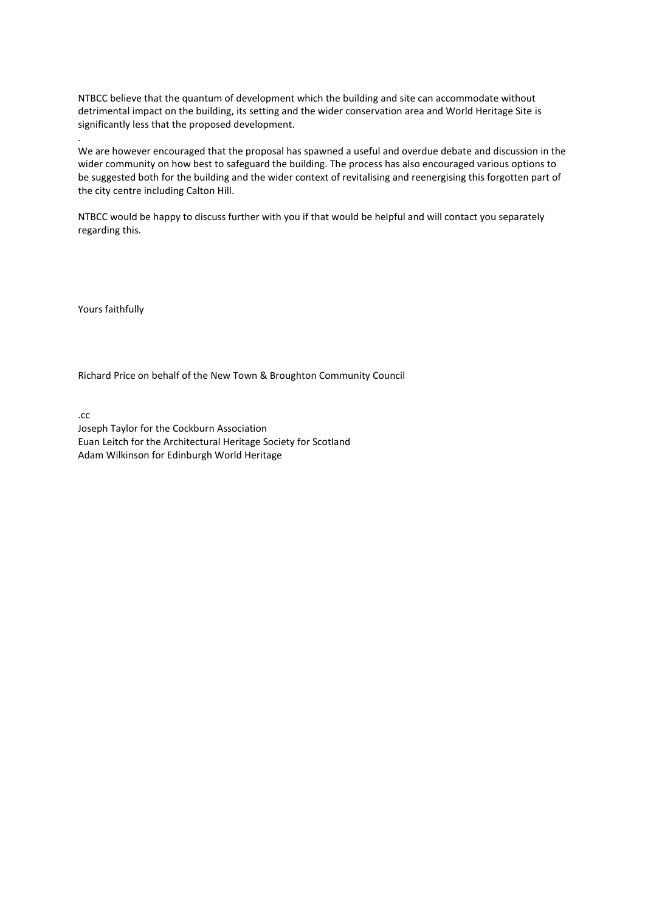NTBCC believe that the quantum of development which the building and site can accommodate without detrimental impact on the building, its setting and the wider conservation area and World Heritage Site is significantly less that the proposed development.

.

We are however encouraged that the proposal has spawned a useful and overdue debate and discussion in the wider community on how best to safeguard the building. The process has also encouraged various options to be suggested both for the building and the wider context of revitalising and reenergising this forgotten part of the city centre including Calton Hill.

NTBCC would be happy to discuss further with you if that would be helpful and will contact you separately regarding this.

Yours faithfully

Richard Price on behalf of the New Town & Broughton Community Council

.cc  
Joseph Taylor for the Cockburn Association  
Euan Leitch for the Architectural Heritage Society for Scotland  
Adam Wilkinson for Edinburgh World Heritage